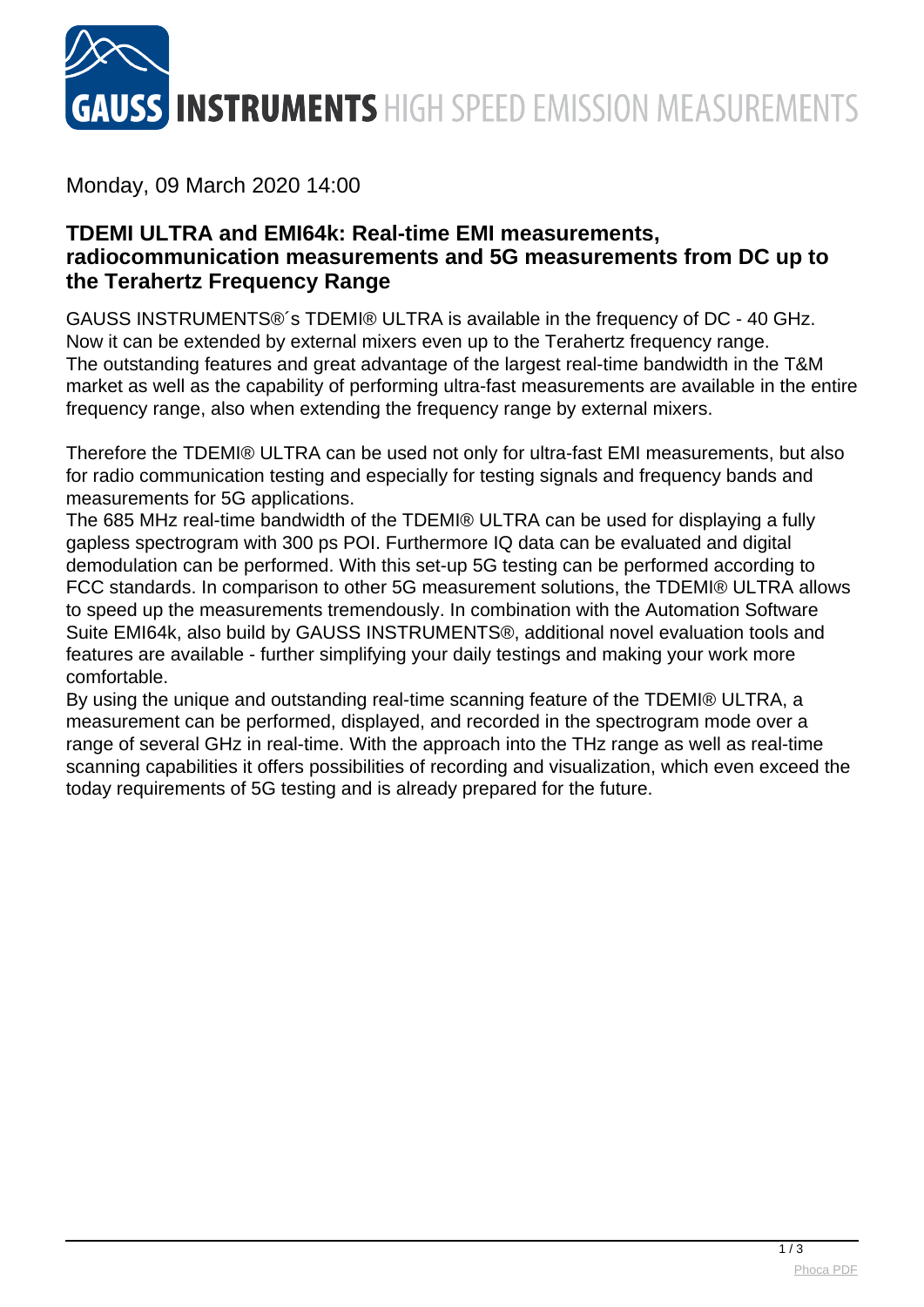Monday, 09 March 2020 14:00

## TDEMI ULTRA and EMI64k: Real-time EMI measurements, radiocommunication measurements and 5G measurements from DC up to the Terahertz Frequency Range

GAUSS INSTRUMENTS®´s TDEMI® ULTRA is available in the frequency of DC - 40 GHz. Now it can be extended by external mixers even up to the Terahertz frequency range. The outstanding features and great advantage of the largest real-time bandwidth in the T&M market as well as the capability of performing ultra-fast measurements are available in the entire frequency range, also when extending the frequency range by external mixers.

Therefore the TDEMI® ULTRA can be used not only for ultra-fast EMI measurements, but also for radio communication testing and especially for testing signals and frequency bands and measurements for 5G applications.
The 685 MHz real-time bandwidth of the TDEMI® ULTRA can be used for displaying a fully gapless spectrogram with 300 ps POI. Furthermore IQ data can be evaluated and digital demodulation can be performed. With this set-up 5G testing can be performed according to FCC standards. In comparison to other 5G measurement solutions, the TDEMI® ULTRA allows to speed up the measurements tremendously. In combination with the Automation Software Suite EMI64k, also build by GAUSS INSTRUMENTS®, additional novel evaluation tools and features are available - further simplifying your daily testings and making your work more comfortable.
By using the unique and outstanding real-time scanning feature of the TDEMI® ULTRA, a measurement can be performed, displayed, and recorded in the spectrogram mode over a range of several GHz in real-time. With the approach into the THz range as well as real-time scanning capabilities it offers possibilities of recording and visualization, which even exceed the today requirements of 5G testing and is already prepared for the future.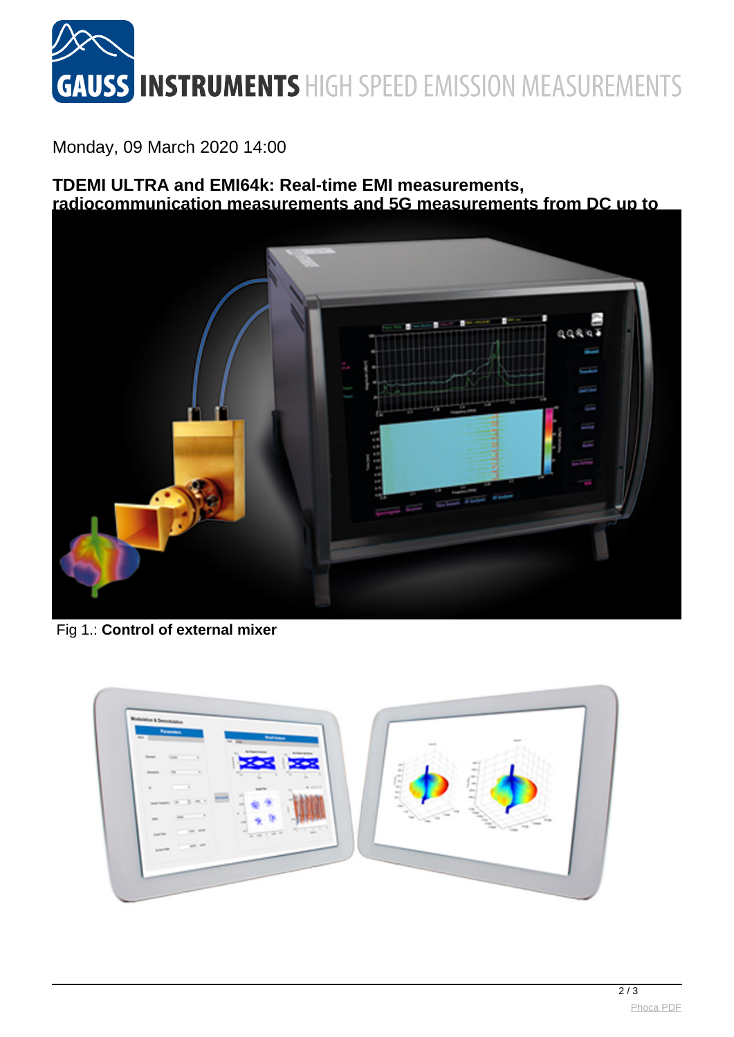Monday, 09 March 2020 14:00

**TDEMI ULTRA and EMI64k: Real-time EMI measurements, radiocommunication measurements and 5G measurements from DC up to**

Fig 1.: **Control of external mixer**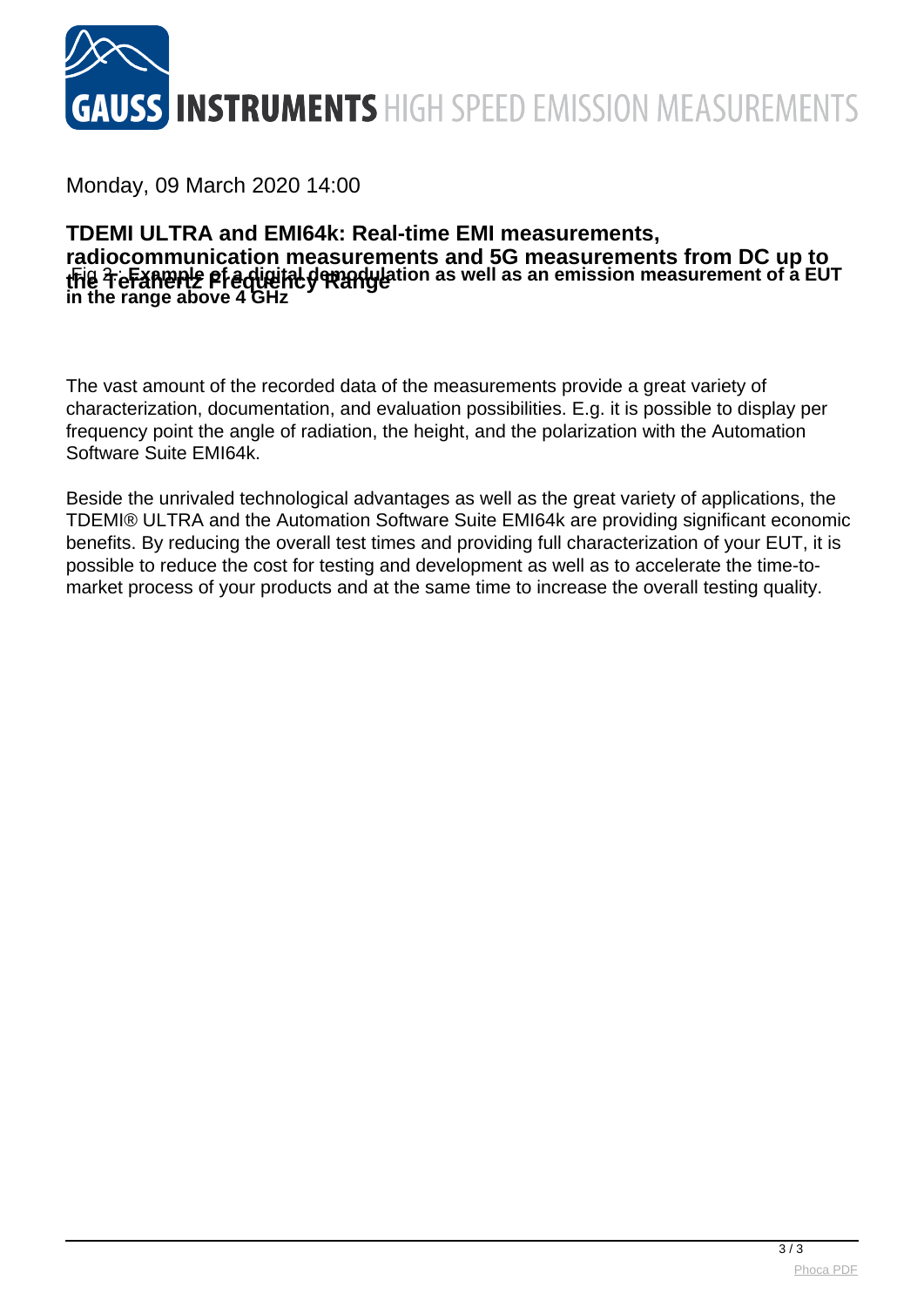Monday, 09 March 2020 14:00

**TDEMI ULTRA and EMI64k: Real-time EMI measurements, radiocommunication measurements and 5G measurements from DC up to the Terahertz Frequency Range**

Fig 2: **Example of a digital demodulation as well as an emission measurement of a EUT in the range above 4 GHz**

The vast amount of the recorded data of the measurements provide a great variety of characterization, documentation, and evaluation possibilities. E.g. it is possible to display per frequency point the angle of radiation, the height, and the polarization with the Automation Software Suite EMI64k.

Beside the unrivaled technological advantages as well as the great variety of applications, the TDEMI® ULTRA and the Automation Software Suite EMI64k are providing significant economic benefits. By reducing the overall test times and providing full characterization of your EUT, it is possible to reduce the cost for testing and development as well as to accelerate the time-to-market process of your products and at the same time to increase the overall testing quality.